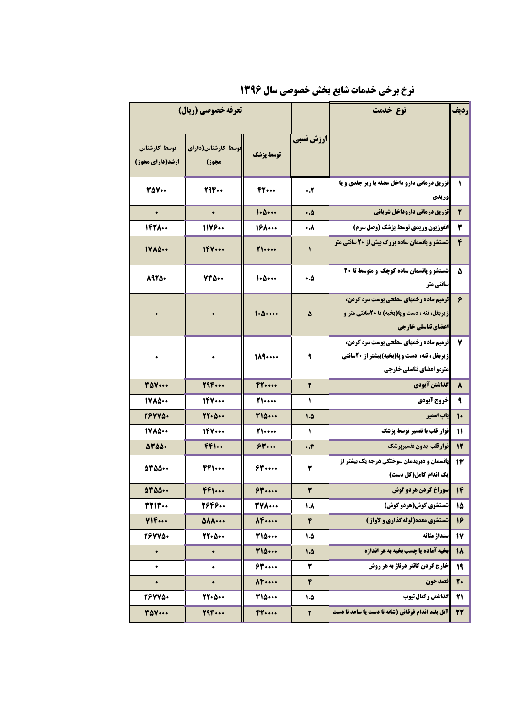## نرخ برخی خدمات شایع بخش خصوصی سال ۱۳۹۶

| ردیف | نوع خدمت | ارزش نسبی | تعرفه خصوصی (ریال) | | |
|---|---|---|---|---|---|
| | | | توسط پزشک | توسط کارشناس(دارای مجوز) | توسط کارشناس ارشد(دارای مجوز) |
| ۱ | تزریق درمانی دارو داخل عضله یا زیر جلدی و یا وریدی | ۰.۲ | ۴۲۰۰۰ | ۲۹۴۰۰ | ۳۵۷۰۰ |
| ۲ | تزریق درمانی دارو داخل شریانی | ۰.۵ | ۱۰۵۰۰۰ | ۰ | ۰ |
| ۳ | انفوزیون وریدی توسط پزشک (وصل سرم) | ۰.۸ | ۱۶۸۰۰۰ | ۱۱۷۶۰۰ | ۱۴۲۸۰۰ |
| ۴ | شستشو و پانسمان ساده بزرگ بیش از ۲۰ سانتی متر | ۱ | ۲۱۰۰۰۰ | ۱۴۷۰۰۰ | ۱۷۸۵۰۰ |
| ۵ | شستشو و پانسمان ساده کوچک و متوسط تا ۲۰ سانتی متر | ۰.۵ | ۱۰۵۰۰۰ | ۷۳۵۰۰ | ۸۹۲۵۰ |
| ۶ | ترمیم ساده زخمهای سطحی پوست سر، گردن، زیربغل، تنه ، دست و پا(بخیه) تا ۲۰سانتی متر و اعضای تناسلی خارجی | ۵ | ۱۰۵۰۰۰۰ | ۰ | ۰ |
| ۷ | ترمیم ساده زخمهای سطحی پوست سر، گردن، زیربغل، تنه، دست و پا(بخیه)بیشتر از ۲۰سانتی متر،و اعضای تناسلی خارجی | ۹ | ۱۸۹۰۰۰۰ | ۰ | ۰ |
| ۸ | گذاشتن آیودی | ۲ | ۴۲۰۰۰۰ | ۲۹۴۰۰۰ | ۳۵۷۰۰۰ |
| ۹ | خروج آیودی | ۱ | ۲۱۰۰۰۰ | ۱۴۷۰۰۰ | ۱۷۸۵۰۰ |
| ۱۰ | پاپ اسمیر | ۱.۵ | ۳۱۵۰۰۰ | ۲۲۰۵۰۰ | ۲۶۷۷۵۰ |
| ۱۱ | نوار قلب با تفسیر توسط پزشک | ۱ | ۲۱۰۰۰۰ | ۱۴۷۰۰۰ | ۱۷۸۵۰۰ |
| ۱۲ | نوارقلب بدون تفسیرپزشک | ۰.۳ | ۶۳۰۰۰ | ۴۴۱۰۰ | ۵۳۵۵۰ |
| ۱۳ | پانسمان و دبریدمان سوختگی درجه یک بیشتر از یک اندام کامل(کل دست) | ۳ | ۶۳۰۰۰۰ | ۴۴۱۰۰۰ | ۵۳۵۵۰۰ |
| ۱۴ | سوراخ کردن هردو گوش | ۳ | ۶۳۰۰۰۰ | ۴۴۱۰۰۰ | ۵۳۵۵۰۰ |
| ۱۵ | شستشوی گوش(هردو گوش) | ۱.۸ | ۳۷۸۰۰۰ | ۲۶۴۶۰۰ | ۳۲۱۳۰۰ |
| ۱۶ | شستشوی معده(لوله گذاری و لاواژ ) | ۴ | ۸۴۰۰۰۰ | ۵۸۸۰۰۰ | ۷۱۴۰۰۰ |
| ۱۷ | سنداژ مثانه | ۱.۵ | ۳۱۵۰۰۰ | ۲۲۰۵۰۰ | ۲۶۷۷۵۰ |
| ۱۸ | بخیه آماده یا چسب بخیه به هر اندازه | ۱.۵ | ۳۱۵۰۰۰ | ۰ | ۰ |
| ۱۹ | خارج کردن کاتتر درناژ به هر روش | ۳ | ۶۳۰۰۰۰ | ۰ | ۰ |
| ۲۰ | فصد خون | ۴ | ۸۴۰۰۰۰ | ۰ | ۰ |
| ۲۱ | گذاشتن رکتال تیوب | ۱.۵ | ۳۱۵۰۰۰ | ۲۲۰۵۰۰ | ۲۶۷۷۵۰ |
| ۲۲ | آتل بلند اندام فوقانی (شانه تا دست یا ساعد تا دست | ۲ | ۴۲۰۰۰۰ | ۲۹۴۰۰۰ | ۳۵۷۰۰۰ |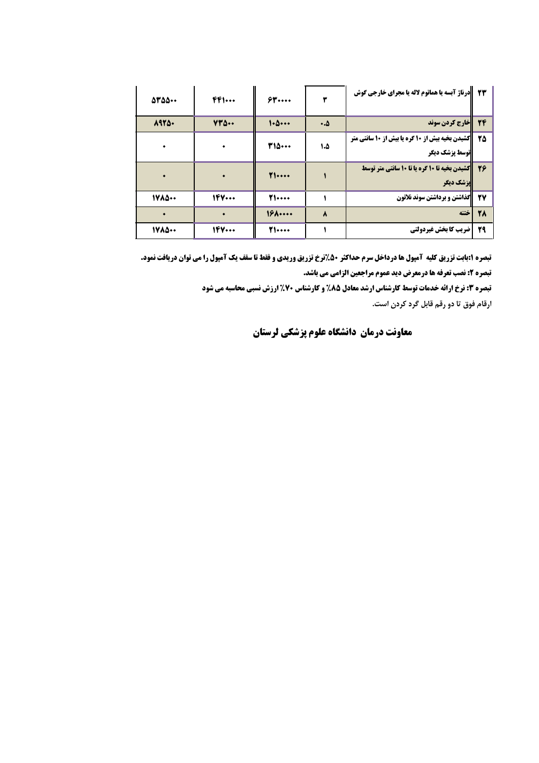| | | | | | |
|---|---|---|---|---|---|
| ۵۳۵۵۰۰ | ۴۴۱۰۰۰ | ۶۳۰۰۰۰ | ۳ | درناژ آبسه یا هماتوم لاله یا مجرای خارجی گوش | ۲۳ |
| ۸۹۲۵۰ | ۷۳۵۰۰ | ۱۰۵۰۰۰ | ۰.۵ | خارج کردن سوند | ۲۴ |
| ۰ | ۰ | ۳۱۵۰۰۰ | ۱.۵ | کشیدن بخیه بیش از ۱۰ گره یا بیش از ۱۰ سانتی متر توسط پزشک دیگر | ۲۵ |
| ۰ | ۰ | ۲۱۰۰۰۰ | ۱ | کشیدن بخیه تا ۱۰ گره یا تا ۱۰ سانتی متر توسط پزشک دیگر | ۲۶ |
| ۱۷۸۵۰۰ | ۱۴۷۰۰۰ | ۲۱۰۰۰۰ | ۱ | گذاشتن و برداشتن سوند نلاتون | ۲۷ |
| ۰ | ۰ | ۱۶۸۰۰۰۰ | ۸ | ختنه | ۲۸ |
| ۱۷۸۵۰۰ | ۱۴۷۰۰۰ | ۲۱۰۰۰۰ | ۱ | ضریب کا بخش غیردولتی | ۲۹ |

**تبصره ۱:بابت تزریق کلیه آمپول ها درداخل سرم حداکثر ۵۰٪نرخ تزریق وریدی و فقط تا سقف یک آمپول را می توان دریافت نمود.**

**تبصره ۲: نصب تعرفه ها درمعرض دید عموم مراجعین الزامی می باشد.**

**تبصره ۳: نرخ ارائه خدمات توسط کارشناس ارشد معادل ۸۵٪ و کارشناس ۷۰٪ ارزش نسبی محاسبه می شود**

ارقام فوق تا دو رقم قابل گرد کردن است.

## معاونت درمان دانشگاه علوم پزشکی لرستان